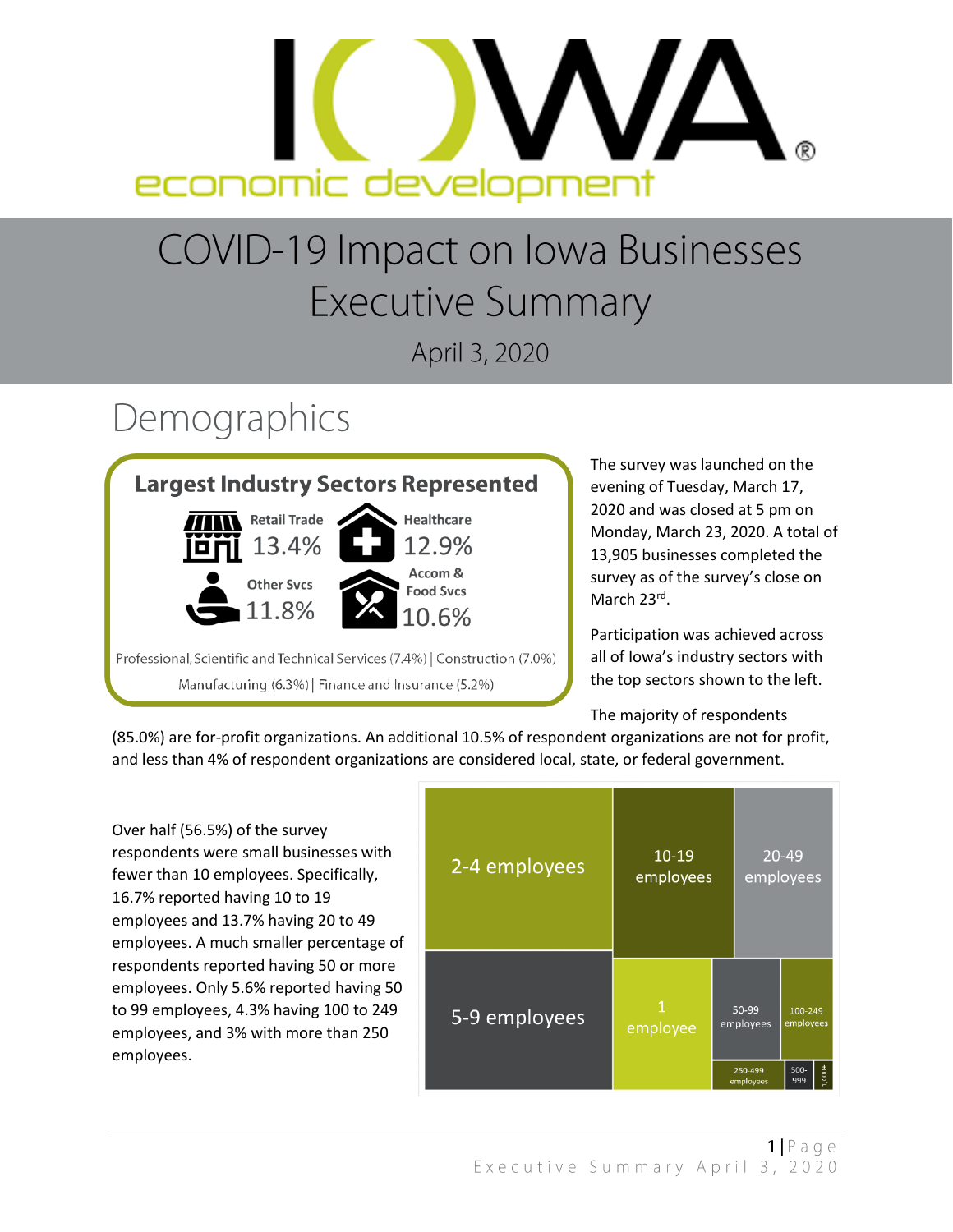IOWA economic development

# COVID-19 Impact on Iowa Businesses Executive Summary

April 3, 2020

## Demographics

**Largest Industry Sectors Represented**

- Retail Trade 13.4%
- Healthcare 12.9%
- Other Svcs 11.8%
- Accom & Food Svcs 10.6%

Professional, Scientific and Technical Services (7.4%) | Construction (7.0%)

Manufacturing (6.3%) | Finance and Insurance (5.2%)

The survey was launched on the evening of Tuesday, March 17, 2020 and was closed at 5 pm on Monday, March 23, 2020. A total of 13,905 businesses completed the survey as of the survey's close on March 23rd.

Participation was achieved across all of Iowa's industry sectors with the top sectors shown to the left.

The majority of respondents (85.0%) are for-profit organizations. An additional 10.5% of respondent organizations are not for profit, and less than 4% of respondent organizations are considered local, state, or federal government.

Over half (56.5%) of the survey respondents were small businesses with fewer than 10 employees. Specifically, 16.7% reported having 10 to 19 employees and 13.7% having 20 to 49 employees. A much smaller percentage of respondents reported having 50 or more employees. Only 5.6% reported having 50 to 99 employees, 4.3% having 100 to 249 employees, and 3% with more than 250 employees.

2-4 employees | 10-19 employees | 20-49 employees | 5-9 employees | 1 employee | 50-99 employees | 100-249 employees | 250-499 employees | 500-999 | 1,000+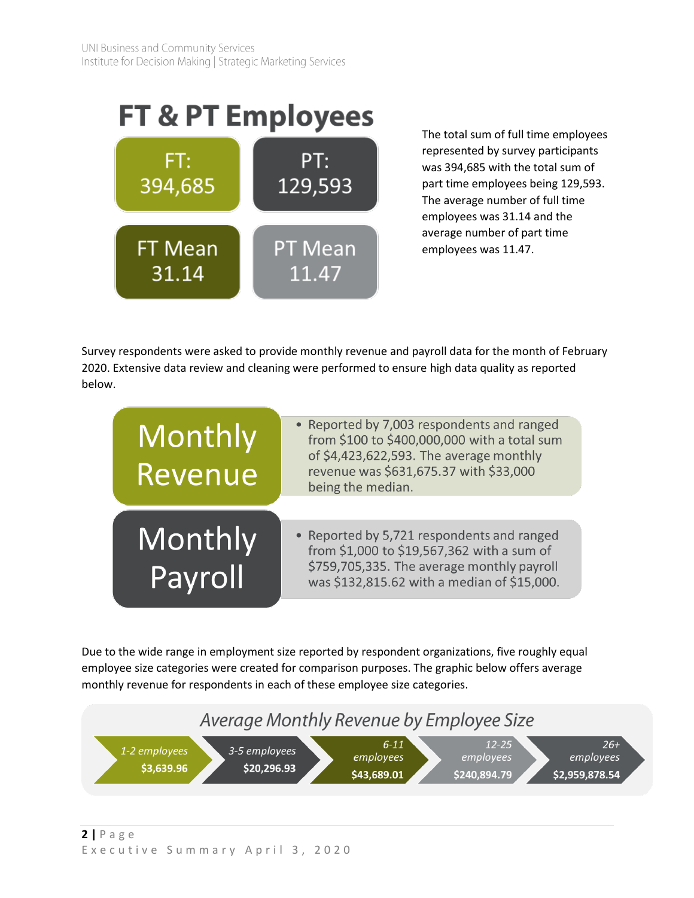## FT & PT Employees

| FT: 394,685 | PT: 129,593 |
| --- | --- |
| FT Mean 31.14 | PT Mean 11.47 |

The total sum of full time employees represented by survey participants was 394,685 with the total sum of part time employees being 129,593. The average number of full time employees was 31.14 and the average number of part time employees was 11.47.

Survey respondents were asked to provide monthly revenue and payroll data for the month of February 2020. Extensive data review and cleaning were performed to ensure high data quality as reported below.

**Monthly Revenue**

- Reported by 7,003 respondents and ranged from $100 to $400,000,000 with a total sum of $4,423,622,593. The average monthly revenue was $631,675.37 with $33,000 being the median.

**Monthly Payroll**

- Reported by 5,721 respondents and ranged from $1,000 to $19,567,362 with a sum of $759,705,335. The average monthly payroll was $132,815.62 with a median of $15,000.

Due to the wide range in employment size reported by respondent organizations, five roughly equal employee size categories were created for comparison purposes. The graphic below offers average monthly revenue for respondents in each of these employee size categories.

*Average Monthly Revenue by Employee Size*

| *1-2 employees* | *3-5 employees* | *6-11 employees* | *12-25 employees* | *26+ employees* |
| --- | --- | --- | --- | --- |
| **$3,639.96** | **$20,296.93** | **$43,689.01** | **$240,894.79** | **$2,959,878.54** |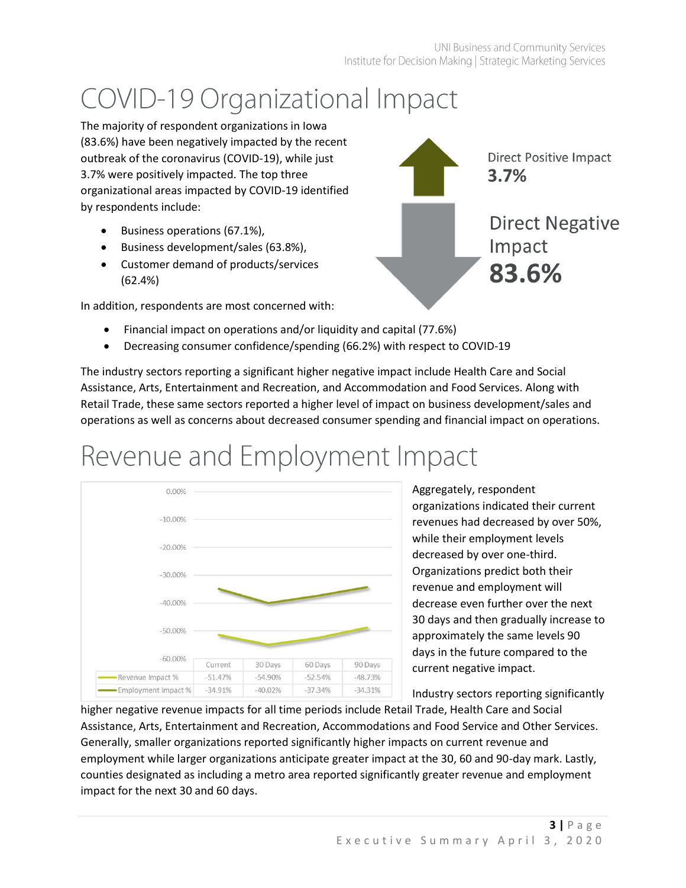# COVID-19 Organizational Impact

The majority of respondent organizations in Iowa (83.6%) have been negatively impacted by the recent outbreak of the coronavirus (COVID-19), while just 3.7% were positively impacted. The top three organizational areas impacted by COVID-19 identified by respondents include:

- Business operations (67.1%),
- Business development/sales (63.8%),
- Customer demand of products/services (62.4%)

Direct Positive Impact **3.7%**

Direct Negative Impact **83.6%**

In addition, respondents are most concerned with:

- Financial impact on operations and/or liquidity and capital (77.6%)
- Decreasing consumer confidence/spending (66.2%) with respect to COVID-19

The industry sectors reporting a significant higher negative impact include Health Care and Social Assistance, Arts, Entertainment and Recreation, and Accommodation and Food Services. Along with Retail Trade, these same sectors reported a higher level of impact on business development/sales and operations as well as concerns about decreased consumer spending and financial impact on operations.

# Revenue and Employment Impact

| | Current | 30 Days | 60 Days | 90 Days |
|---|---|---|---|---|
| Revenue Impact % | -51.47% | -54.90% | -52.54% | -48.73% |
| Employment Impact % | -34.91% | -40.02% | -37.34% | -34.31% |

Aggregately, respondent organizations indicated their current revenues had decreased by over 50%, while their employment levels decreased by over one-third. Organizations predict both their revenue and employment will decrease even further over the next 30 days and then gradually increase to approximately the same levels 90 days in the future compared to the current negative impact.

Industry sectors reporting significantly higher negative revenue impacts for all time periods include Retail Trade, Health Care and Social Assistance, Arts, Entertainment and Recreation, Accommodations and Food Service and Other Services. Generally, smaller organizations reported significantly higher impacts on current revenue and employment while larger organizations anticipate greater impact at the 30, 60 and 90-day mark. Lastly, counties designated as including a metro area reported significantly greater revenue and employment impact for the next 30 and 60 days.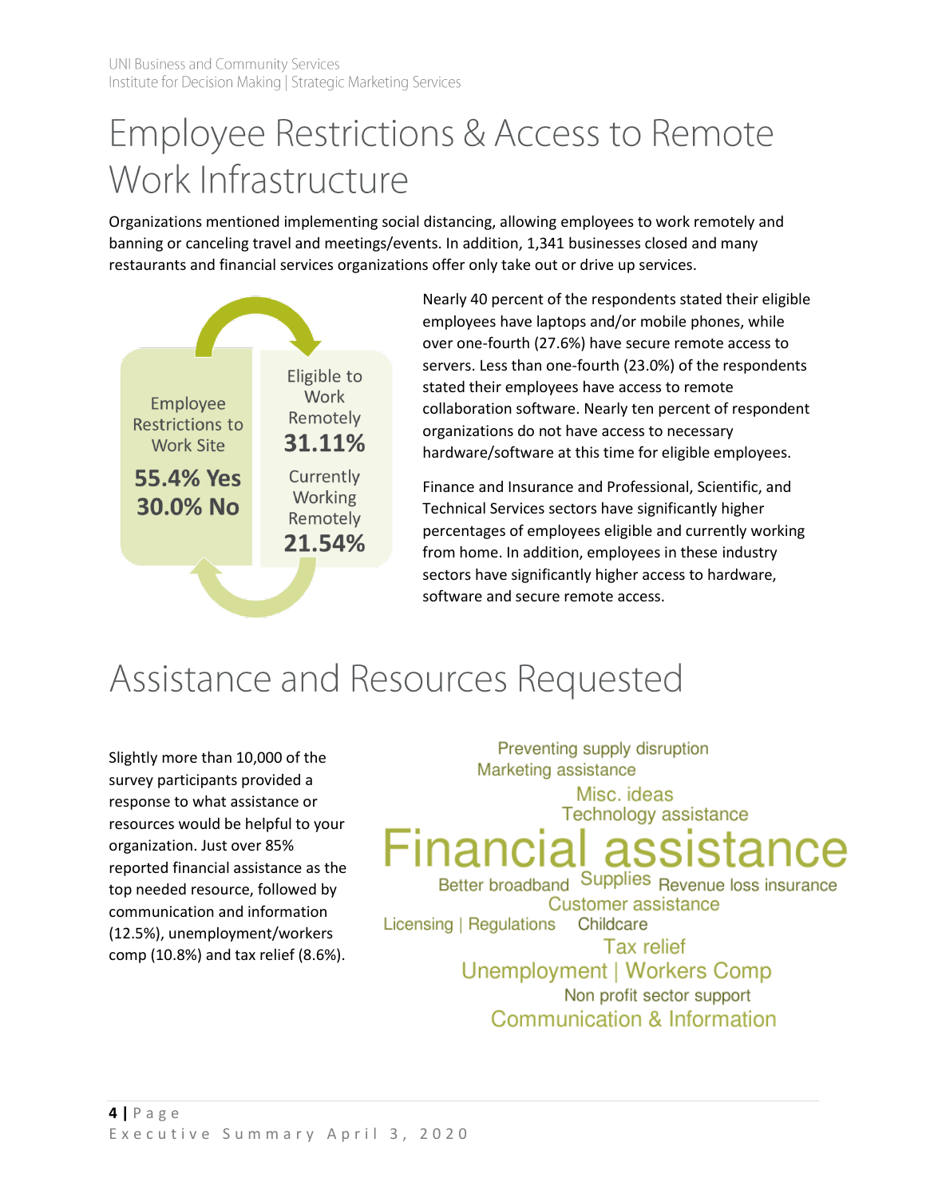# Employee Restrictions & Access to Remote Work Infrastructure

Organizations mentioned implementing social distancing, allowing employees to work remotely and banning or canceling travel and meetings/events. In addition, 1,341 businesses closed and many restaurants and financial services organizations offer only take out or drive up services.

Employee Restrictions to Work Site

**55.4% Yes**

**30.0% No**

Eligible to Work Remotely

**31.11%**

Currently Working Remotely

**21.54%**

Nearly 40 percent of the respondents stated their eligible employees have laptops and/or mobile phones, while over one-fourth (27.6%) have secure remote access to servers. Less than one-fourth (23.0%) of the respondents stated their employees have access to remote collaboration software. Nearly ten percent of respondent organizations do not have access to necessary hardware/software at this time for eligible employees.

Finance and Insurance and Professional, Scientific, and Technical Services sectors have significantly higher percentages of employees eligible and currently working from home. In addition, employees in these industry sectors have significantly higher access to hardware, software and secure remote access.

# Assistance and Resources Requested

Slightly more than 10,000 of the survey participants provided a response to what assistance or resources would be helpful to your organization. Just over 85% reported financial assistance as the top needed resource, followed by communication and information (12.5%), unemployment/workers comp (10.8%) and tax relief (8.6%).

Preventing supply disruption
Marketing assistance
Misc. ideas
Technology assistance
Financial assistance
Better broadband
Supplies
Revenue loss insurance
Customer assistance
Licensing | Regulations
Childcare
Tax relief
Unemployment | Workers Comp
Non profit sector support
Communication & Information